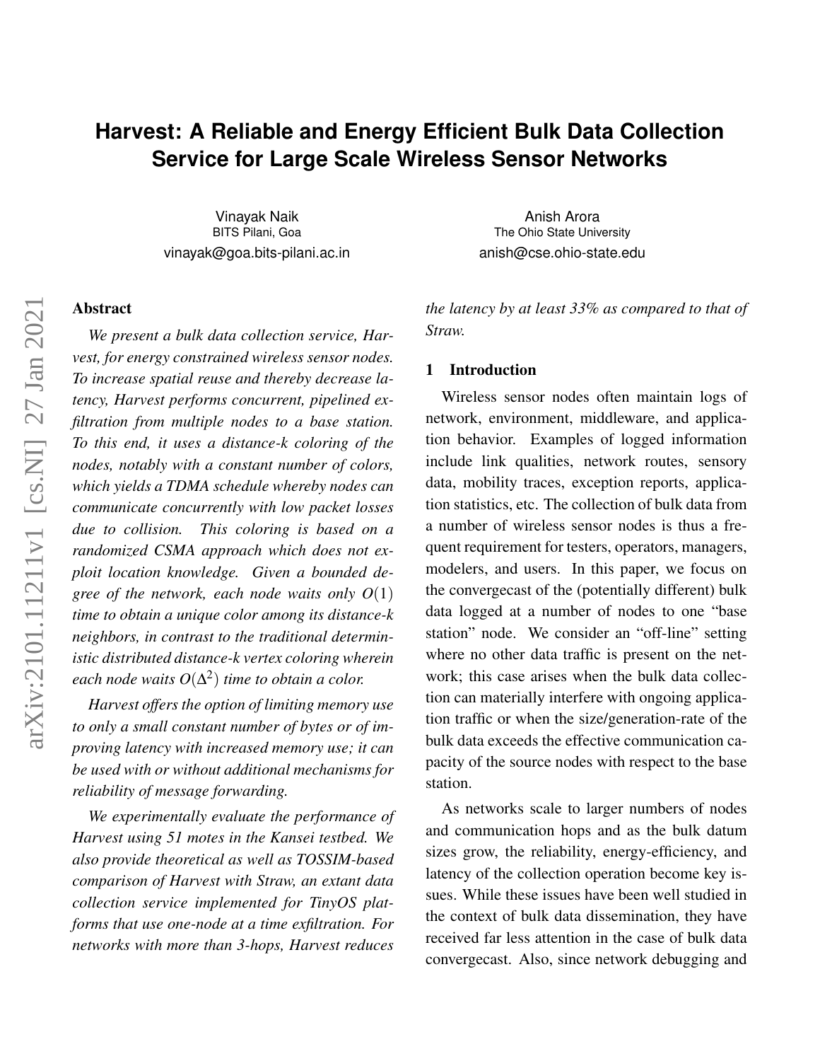# Harvest: A Reliable and Energy Efficient Bulk Data Collection Service for Large Scale Wireless Sensor Networks

Vinayak Naik
BITS Pilani, Goa
vinayak@goa.bits-pilani.ac.in

Anish Arora
The Ohio State University
anish@cse.ohio-state.edu

## Abstract

*We present a bulk data collection service, Harvest, for energy constrained wireless sensor nodes. To increase spatial reuse and thereby decrease latency, Harvest performs concurrent, pipelined exfiltration from multiple nodes to a base station. To this end, it uses a distance-k coloring of the nodes, notably with a constant number of colors, which yields a TDMA schedule whereby nodes can communicate concurrently with low packet losses due to collision. This coloring is based on a randomized CSMA approach which does not exploit location knowledge. Given a bounded degree of the network, each node waits only $O(1)$ time to obtain a unique color among its distance-k neighbors, in contrast to the traditional deterministic distributed distance-k vertex coloring wherein each node waits $O(\Delta^2)$ time to obtain a color.*

*Harvest offers the option of limiting memory use to only a small constant number of bytes or of improving latency with increased memory use; it can be used with or without additional mechanisms for reliability of message forwarding.*

*We experimentally evaluate the performance of Harvest using 51 motes in the Kansei testbed. We also provide theoretical as well as TOSSIM-based comparison of Harvest with Straw, an extant data collection service implemented for TinyOS platforms that use one-node at a time exfiltration. For networks with more than 3-hops, Harvest reduces the latency by at least 33% as compared to that of Straw.*

## 1 Introduction

Wireless sensor nodes often maintain logs of network, environment, middleware, and application behavior. Examples of logged information include link qualities, network routes, sensory data, mobility traces, exception reports, application statistics, etc. The collection of bulk data from a number of wireless sensor nodes is thus a frequent requirement for testers, operators, managers, modelers, and users. In this paper, we focus on the convergecast of the (potentially different) bulk data logged at a number of nodes to one "base station" node. We consider an "off-line" setting where no other data traffic is present on the network; this case arises when the bulk data collection can materially interfere with ongoing application traffic or when the size/generation-rate of the bulk data exceeds the effective communication capacity of the source nodes with respect to the base station.

As networks scale to larger numbers of nodes and communication hops and as the bulk datum sizes grow, the reliability, energy-efficiency, and latency of the collection operation become key issues. While these issues have been well studied in the context of bulk data dissemination, they have received far less attention in the case of bulk data convergecast. Also, since network debugging and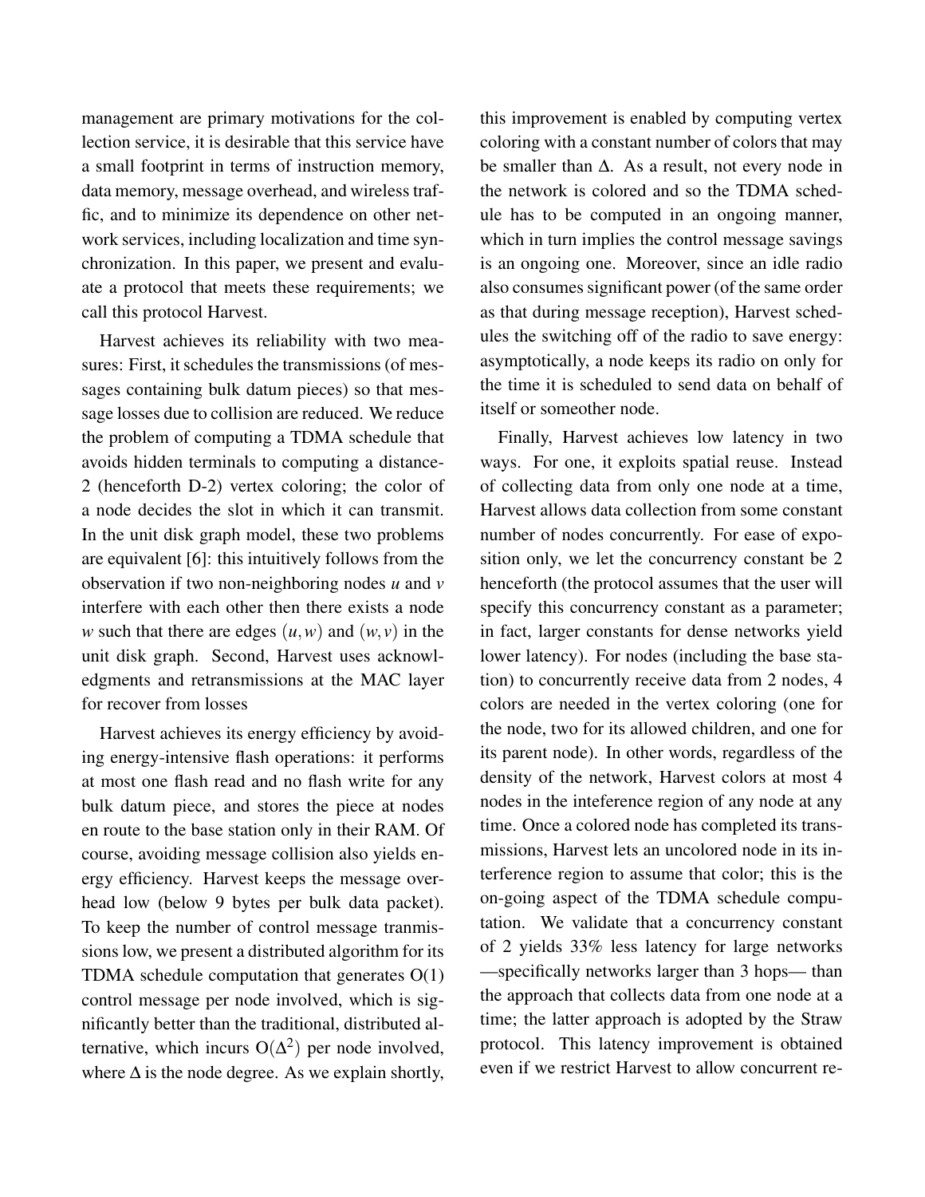management are primary motivations for the collection service, it is desirable that this service have a small footprint in terms of instruction memory, data memory, message overhead, and wireless traffic, and to minimize its dependence on other network services, including localization and time synchronization. In this paper, we present and evaluate a protocol that meets these requirements; we call this protocol Harvest.

Harvest achieves its reliability with two measures: First, it schedules the transmissions (of messages containing bulk datum pieces) so that message losses due to collision are reduced. We reduce the problem of computing a TDMA schedule that avoids hidden terminals to computing a distance-2 (henceforth D-2) vertex coloring; the color of a node decides the slot in which it can transmit. In the unit disk graph model, these two problems are equivalent [6]: this intuitively follows from the observation if two non-neighboring nodes $u$ and $v$ interfere with each other then there exists a node $w$ such that there are edges $(u,w)$ and $(w,v)$ in the unit disk graph. Second, Harvest uses acknowledgments and retransmissions at the MAC layer for recover from losses

Harvest achieves its energy efficiency by avoiding energy-intensive flash operations: it performs at most one flash read and no flash write for any bulk datum piece, and stores the piece at nodes en route to the base station only in their RAM. Of course, avoiding message collision also yields energy efficiency. Harvest keeps the message overhead low (below 9 bytes per bulk data packet). To keep the number of control message tranmissions low, we present a distributed algorithm for its TDMA schedule computation that generates O(1) control message per node involved, which is significantly better than the traditional, distributed alternative, which incurs $O(\Delta^2)$ per node involved, where $\Delta$ is the node degree. As we explain shortly, this improvement is enabled by computing vertex coloring with a constant number of colors that may be smaller than $\Delta$. As a result, not every node in the network is colored and so the TDMA schedule has to be computed in an ongoing manner, which in turn implies the control message savings is an ongoing one. Moreover, since an idle radio also consumes significant power (of the same order as that during message reception), Harvest schedules the switching off of the radio to save energy: asymptotically, a node keeps its radio on only for the time it is scheduled to send data on behalf of itself or someother node.

Finally, Harvest achieves low latency in two ways. For one, it exploits spatial reuse. Instead of collecting data from only one node at a time, Harvest allows data collection from some constant number of nodes concurrently. For ease of exposition only, we let the concurrency constant be 2 henceforth (the protocol assumes that the user will specify this concurrency constant as a parameter; in fact, larger constants for dense networks yield lower latency). For nodes (including the base station) to concurrently receive data from 2 nodes, 4 colors are needed in the vertex coloring (one for the node, two for its allowed children, and one for its parent node). In other words, regardless of the density of the network, Harvest colors at most 4 nodes in the inteference region of any node at any time. Once a colored node has completed its transmissions, Harvest lets an uncolored node in its interference region to assume that color; this is the on-going aspect of the TDMA schedule computation. We validate that a concurrency constant of 2 yields 33% less latency for large networks —specifically networks larger than 3 hops— than the approach that collects data from one node at a time; the latter approach is adopted by the Straw protocol. This latency improvement is obtained even if we restrict Harvest to allow concurrent re-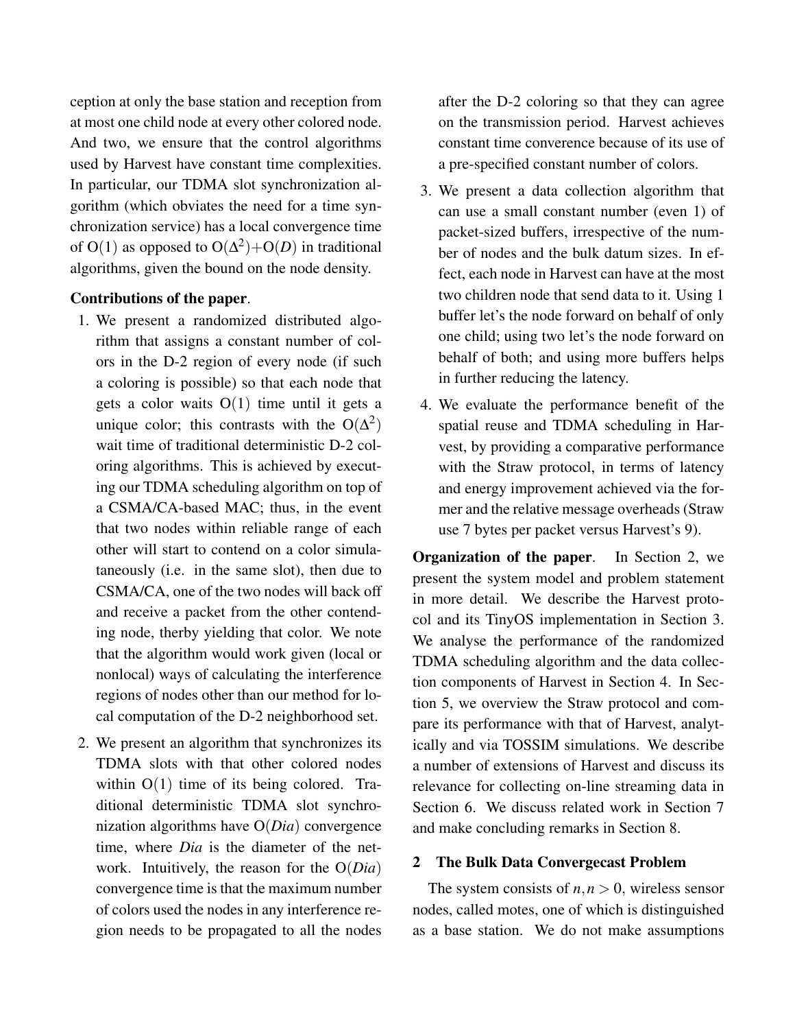ception at only the base station and reception from at most one child node at every other colored node. And two, we ensure that the control algorithms used by Harvest have constant time complexities. In particular, our TDMA slot synchronization algorithm (which obviates the need for a time synchronization service) has a local convergence time of O(1) as opposed to O($\Delta^2$)+O($D$) in traditional algorithms, given the bound on the node density.

**Contributions of the paper**.

1. We present a randomized distributed algorithm that assigns a constant number of colors in the D-2 region of every node (if such a coloring is possible) so that each node that gets a color waits O(1) time until it gets a unique color; this contrasts with the O($\Delta^2$) wait time of traditional deterministic D-2 coloring algorithms. This is achieved by executing our TDMA scheduling algorithm on top of a CSMA/CA-based MAC; thus, in the event that two nodes within reliable range of each other will start to contend on a color simulataneously (i.e. in the same slot), then due to CSMA/CA, one of the two nodes will back off and receive a packet from the other contending node, therby yielding that color. We note that the algorithm would work given (local or nonlocal) ways of calculating the interference regions of nodes other than our method for local computation of the D-2 neighborhood set.

2. We present an algorithm that synchronizes its TDMA slots with that other colored nodes within O(1) time of its being colored. Traditional deterministic TDMA slot synchronization algorithms have O($Dia$) convergence time, where $Dia$ is the diameter of the network. Intuitively, the reason for the O($Dia$) convergence time is that the maximum number of colors used the nodes in any interference region needs to be propagated to all the nodes after the D-2 coloring so that they can agree on the transmission period. Harvest achieves constant time converence because of its use of a pre-specified constant number of colors.

3. We present a data collection algorithm that can use a small constant number (even 1) of packet-sized buffers, irrespective of the number of nodes and the bulk datum sizes. In effect, each node in Harvest can have at the most two children node that send data to it. Using 1 buffer let's the node forward on behalf of only one child; using two let's the node forward on behalf of both; and using more buffers helps in further reducing the latency.

4. We evaluate the performance benefit of the spatial reuse and TDMA scheduling in Harvest, by providing a comparative performance with the Straw protocol, in terms of latency and energy improvement achieved via the former and the relative message overheads (Straw use 7 bytes per packet versus Harvest's 9).

**Organization of the paper**. In Section 2, we present the system model and problem statement in more detail. We describe the Harvest protocol and its TinyOS implementation in Section 3. We analyse the performance of the randomized TDMA scheduling algorithm and the data collection components of Harvest in Section 4. In Section 5, we overview the Straw protocol and compare its performance with that of Harvest, analytically and via TOSSIM simulations. We describe a number of extensions of Harvest and discuss its relevance for collecting on-line streaming data in Section 6. We discuss related work in Section 7 and make concluding remarks in Section 8.

## 2 The Bulk Data Convergecast Problem

The system consists of $n, n > 0$, wireless sensor nodes, called motes, one of which is distinguished as a base station. We do not make assumptions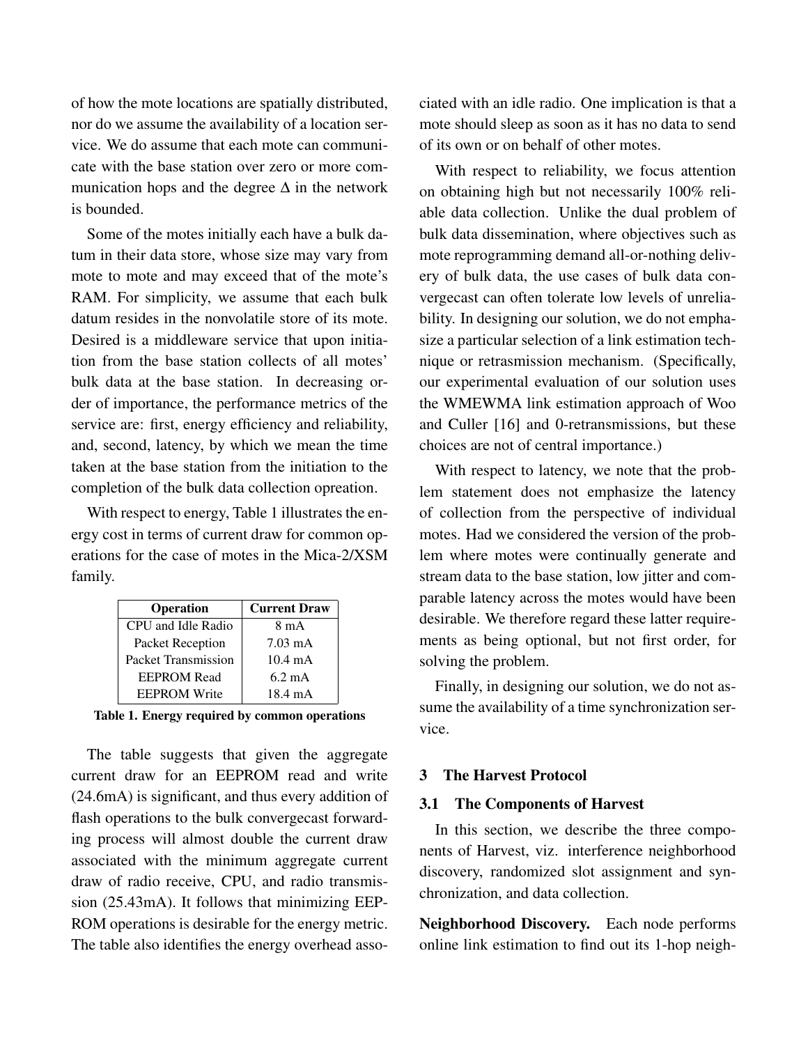of how the mote locations are spatially distributed, nor do we assume the availability of a location service. We do assume that each mote can communicate with the base station over zero or more communication hops and the degree $\Delta$ in the network is bounded.

Some of the motes initially each have a bulk datum in their data store, whose size may vary from mote to mote and may exceed that of the mote's RAM. For simplicity, we assume that each bulk datum resides in the nonvolatile store of its mote. Desired is a middleware service that upon initiation from the base station collects of all motes' bulk data at the base station. In decreasing order of importance, the performance metrics of the service are: first, energy efficiency and reliability, and, second, latency, by which we mean the time taken at the base station from the initiation to the completion of the bulk data collection opreation.

With respect to energy, Table 1 illustrates the energy cost in terms of current draw for common operations for the case of motes in the Mica-2/XSM family.

| Operation | Current Draw |
|---|---|
| CPU and Idle Radio | 8 mA |
| Packet Reception | 7.03 mA |
| Packet Transmission | 10.4 mA |
| EEPROM Read | 6.2 mA |
| EEPROM Write | 18.4 mA |

**Table 1. Energy required by common operations**

The table suggests that given the aggregate current draw for an EEPROM read and write (24.6mA) is significant, and thus every addition of flash operations to the bulk convergecast forwarding process will almost double the current draw associated with the minimum aggregate current draw of radio receive, CPU, and radio transmission (25.43mA). It follows that minimizing EEPROM operations is desirable for the energy metric. The table also identifies the energy overhead associated with an idle radio. One implication is that a mote should sleep as soon as it has no data to send of its own or on behalf of other motes.

With respect to reliability, we focus attention on obtaining high but not necessarily 100% reliable data collection. Unlike the dual problem of bulk data dissemination, where objectives such as mote reprogramming demand all-or-nothing delivery of bulk data, the use cases of bulk data convergecast can often tolerate low levels of unreliability. In designing our solution, we do not emphasize a particular selection of a link estimation technique or retrasmission mechanism. (Specifically, our experimental evaluation of our solution uses the WMEWMA link estimation approach of Woo and Culler [16] and 0-retransmissions, but these choices are not of central importance.)

With respect to latency, we note that the problem statement does not emphasize the latency of collection from the perspective of individual motes. Had we considered the version of the problem where motes were continually generate and stream data to the base station, low jitter and comparable latency across the motes would have been desirable. We therefore regard these latter requirements as being optional, but not first order, for solving the problem.

Finally, in designing our solution, we do not assume the availability of a time synchronization service.

## 3 The Harvest Protocol

### 3.1 The Components of Harvest

In this section, we describe the three components of Harvest, viz. interference neighborhood discovery, randomized slot assignment and synchronization, and data collection.

**Neighborhood Discovery.** Each node performs online link estimation to find out its 1-hop neigh-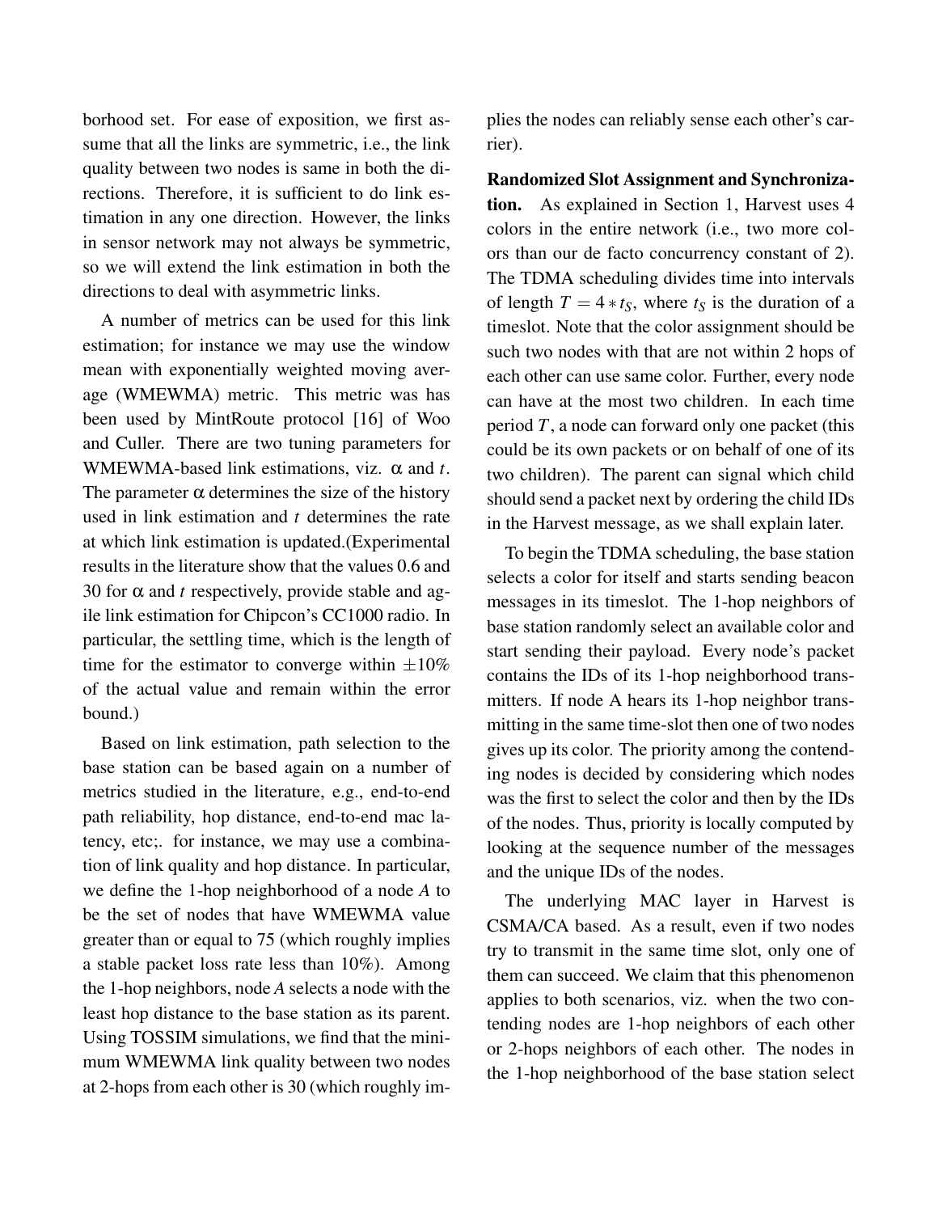borhood set. For ease of exposition, we first assume that all the links are symmetric, i.e., the link quality between two nodes is same in both the directions. Therefore, it is sufficient to do link estimation in any one direction. However, the links in sensor network may not always be symmetric, so we will extend the link estimation in both the directions to deal with asymmetric links.

A number of metrics can be used for this link estimation; for instance we may use the window mean with exponentially weighted moving average (WMEWMA) metric. This metric was has been used by MintRoute protocol [16] of Woo and Culler. There are two tuning parameters for WMEWMA-based link estimations, viz. $\alpha$ and $t$. The parameter $\alpha$ determines the size of the history used in link estimation and $t$ determines the rate at which link estimation is updated.(Experimental results in the literature show that the values 0.6 and 30 for $\alpha$ and $t$ respectively, provide stable and agile link estimation for Chipcon's CC1000 radio. In particular, the settling time, which is the length of time for the estimator to converge within $\pm 10\%$ of the actual value and remain within the error bound.)

Based on link estimation, path selection to the base station can be based again on a number of metrics studied in the literature, e.g., end-to-end path reliability, hop distance, end-to-end mac latency, etc;. for instance, we may use a combination of link quality and hop distance. In particular, we define the 1-hop neighborhood of a node $A$ to be the set of nodes that have WMEWMA value greater than or equal to 75 (which roughly implies a stable packet loss rate less than 10%). Among the 1-hop neighbors, node $A$ selects a node with the least hop distance to the base station as its parent. Using TOSSIM simulations, we find that the minimum WMEWMA link quality between two nodes at 2-hops from each other is 30 (which roughly implies the nodes can reliably sense each other's carrier).

**Randomized Slot Assignment and Synchronization.** As explained in Section 1, Harvest uses 4 colors in the entire network (i.e., two more colors than our de facto concurrency constant of 2). The TDMA scheduling divides time into intervals of length $T = 4 * t_S$, where $t_S$ is the duration of a timeslot. Note that the color assignment should be such two nodes with that are not within 2 hops of each other can use same color. Further, every node can have at the most two children. In each time period $T$, a node can forward only one packet (this could be its own packets or on behalf of one of its two children). The parent can signal which child should send a packet next by ordering the child IDs in the Harvest message, as we shall explain later.

To begin the TDMA scheduling, the base station selects a color for itself and starts sending beacon messages in its timeslot. The 1-hop neighbors of base station randomly select an available color and start sending their payload. Every node's packet contains the IDs of its 1-hop neighborhood transmitters. If node A hears its 1-hop neighbor transmitting in the same time-slot then one of two nodes gives up its color. The priority among the contending nodes is decided by considering which nodes was the first to select the color and then by the IDs of the nodes. Thus, priority is locally computed by looking at the sequence number of the messages and the unique IDs of the nodes.

The underlying MAC layer in Harvest is CSMA/CA based. As a result, even if two nodes try to transmit in the same time slot, only one of them can succeed. We claim that this phenomenon applies to both scenarios, viz. when the two contending nodes are 1-hop neighbors of each other or 2-hops neighbors of each other. The nodes in the 1-hop neighborhood of the base station select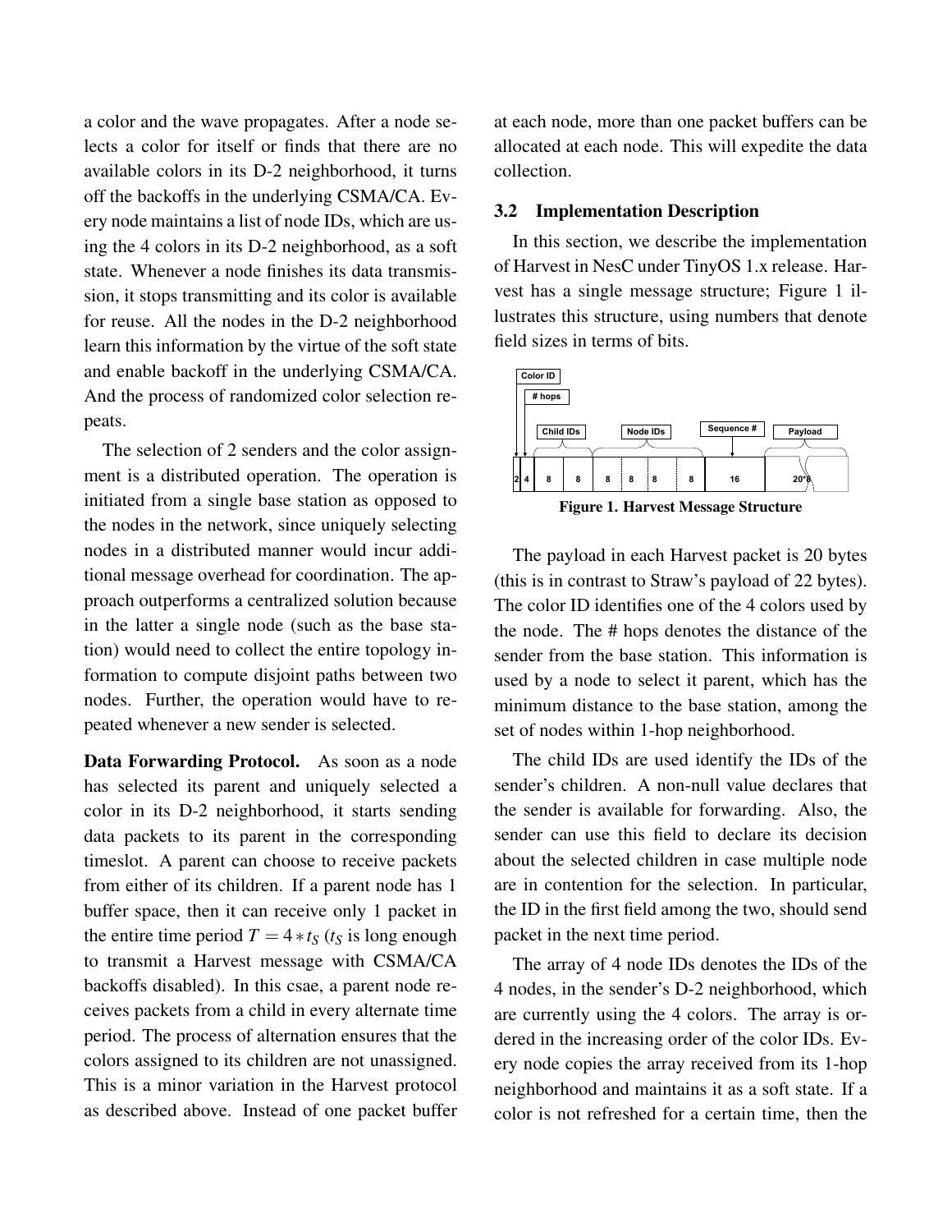a color and the wave propagates. After a node selects a color for itself or finds that there are no available colors in its D-2 neighborhood, it turns off the backoffs in the underlying CSMA/CA. Every node maintains a list of node IDs, which are using the 4 colors in its D-2 neighborhood, as a soft state. Whenever a node finishes its data transmission, it stops transmitting and its color is available for reuse. All the nodes in the D-2 neighborhood learn this information by the virtue of the soft state and enable backoff in the underlying CSMA/CA. And the process of randomized color selection repeats.

The selection of 2 senders and the color assignment is a distributed operation. The operation is initiated from a single base station as opposed to the nodes in the network, since uniquely selecting nodes in a distributed manner would incur additional message overhead for coordination. The approach outperforms a centralized solution because in the latter a single node (such as the base station) would need to collect the entire topology information to compute disjoint paths between two nodes. Further, the operation would have to repeated whenever a new sender is selected.

**Data Forwarding Protocol.** As soon as a node has selected its parent and uniquely selected a color in its D-2 neighborhood, it starts sending data packets to its parent in the corresponding timeslot. A parent can choose to receive packets from either of its children. If a parent node has 1 buffer space, then it can receive only 1 packet in the entire time period $T = 4 * t_S$ ($t_S$ is long enough to transmit a Harvest message with CSMA/CA backoffs disabled). In this csae, a parent node receives packets from a child in every alternate time period. The process of alternation ensures that the colors assigned to its children are not unassigned. This is a minor variation in the Harvest protocol as described above. Instead of one packet buffer at each node, more than one packet buffers can be allocated at each node. This will expedite the data collection.

### 3.2 Implementation Description

In this section, we describe the implementation of Harvest in NesC under TinyOS 1.x release. Harvest has a single message structure; Figure 1 illustrates this structure, using numbers that denote field sizes in terms of bits.

| Color ID | # hops | Child IDs | | Node IDs | | | | Sequence # | Payload |
|---|---|---|---|---|---|---|---|---|---|
| 2 | 4 | 8 | 8 | 8 | 8 | 8 | 8 | 16 | 20*8 |

**Figure 1. Harvest Message Structure**

The payload in each Harvest packet is 20 bytes (this is in contrast to Straw's payload of 22 bytes). The color ID identifies one of the 4 colors used by the node. The # hops denotes the distance of the sender from the base station. This information is used by a node to select it parent, which has the minimum distance to the base station, among the set of nodes within 1-hop neighborhood.

The child IDs are used identify the IDs of the sender's children. A non-null value declares that the sender is available for forwarding. Also, the sender can use this field to declare its decision about the selected children in case multiple node are in contention for the selection. In particular, the ID in the first field among the two, should send packet in the next time period.

The array of 4 node IDs denotes the IDs of the 4 nodes, in the sender's D-2 neighborhood, which are currently using the 4 colors. The array is ordered in the increasing order of the color IDs. Every node copies the array received from its 1-hop neighborhood and maintains it as a soft state. If a color is not refreshed for a certain time, then the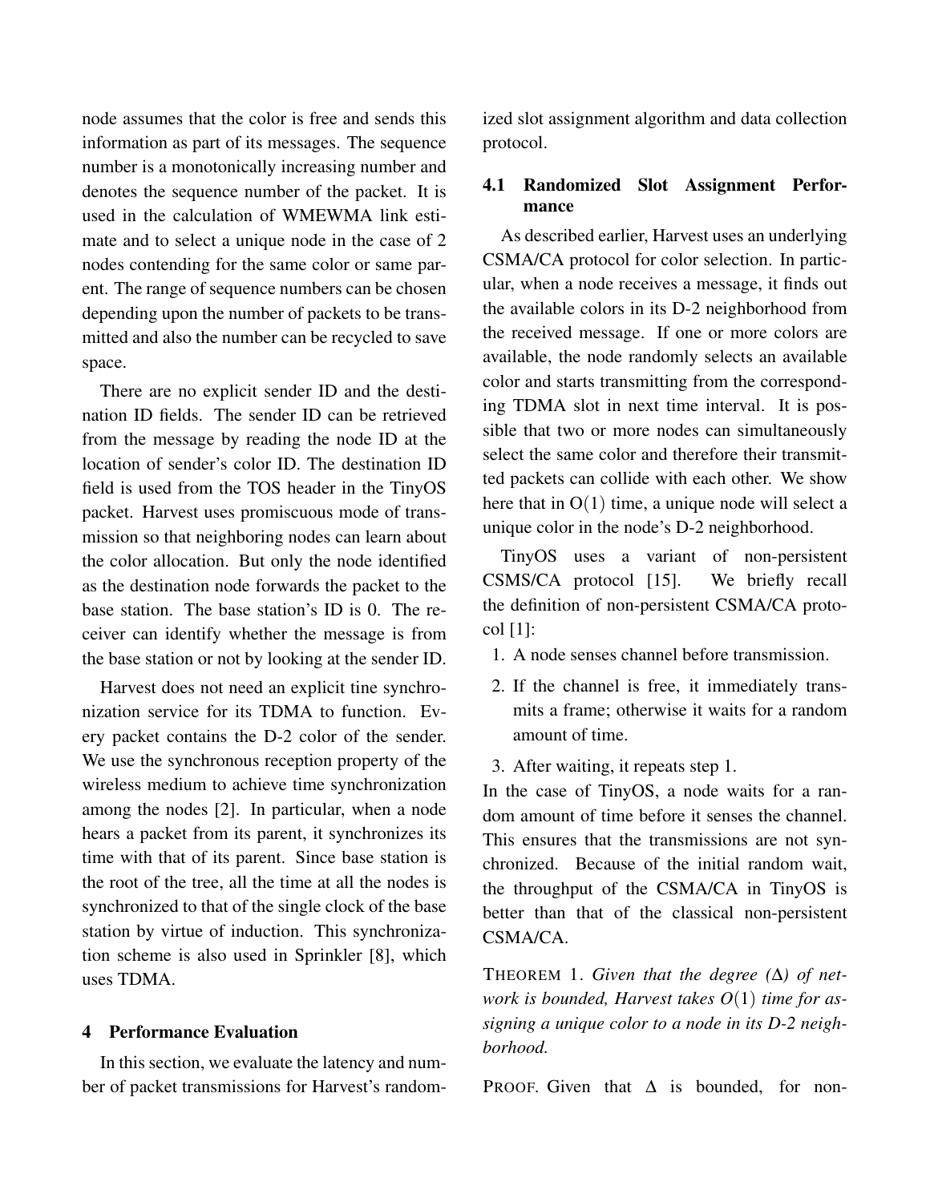node assumes that the color is free and sends this information as part of its messages. The sequence number is a monotonically increasing number and denotes the sequence number of the packet. It is used in the calculation of WMEWMA link estimate and to select a unique node in the case of 2 nodes contending for the same color or same parent. The range of sequence numbers can be chosen depending upon the number of packets to be transmitted and also the number can be recycled to save space.

There are no explicit sender ID and the destination ID fields. The sender ID can be retrieved from the message by reading the node ID at the location of sender's color ID. The destination ID field is used from the TOS header in the TinyOS packet. Harvest uses promiscuous mode of transmission so that neighboring nodes can learn about the color allocation. But only the node identified as the destination node forwards the packet to the base station. The base station's ID is 0. The receiver can identify whether the message is from the base station or not by looking at the sender ID.

Harvest does not need an explicit tine synchronization service for its TDMA to function. Every packet contains the D-2 color of the sender. We use the synchronous reception property of the wireless medium to achieve time synchronization among the nodes [2]. In particular, when a node hears a packet from its parent, it synchronizes its time with that of its parent. Since base station is the root of the tree, all the time at all the nodes is synchronized to that of the single clock of the base station by virtue of induction. This synchronization scheme is also used in Sprinkler [8], which uses TDMA.

## 4 Performance Evaluation

In this section, we evaluate the latency and number of packet transmissions for Harvest's randomized slot assignment algorithm and data collection protocol.

### 4.1 Randomized Slot Assignment Performance

As described earlier, Harvest uses an underlying CSMA/CA protocol for color selection. In particular, when a node receives a message, it finds out the available colors in its D-2 neighborhood from the received message. If one or more colors are available, the node randomly selects an available color and starts transmitting from the corresponding TDMA slot in next time interval. It is possible that two or more nodes can simultaneously select the same color and therefore their transmitted packets can collide with each other. We show here that in $O(1)$ time, a unique node will select a unique color in the node's D-2 neighborhood.

TinyOS uses a variant of non-persistent CSMS/CA protocol [15]. We briefly recall the definition of non-persistent CSMA/CA protocol [1]:

1. A node senses channel before transmission.
2. If the channel is free, it immediately transmits a frame; otherwise it waits for a random amount of time.
3. After waiting, it repeats step 1.

In the case of TinyOS, a node waits for a random amount of time before it senses the channel. This ensures that the transmissions are not synchronized. Because of the initial random wait, the throughput of the CSMA/CA in TinyOS is better than that of the classical non-persistent CSMA/CA.

THEOREM 1. *Given that the degree ($\Delta$) of network is bounded, Harvest takes $O(1)$ time for assigning a unique color to a node in its D-2 neighborhood.*

PROOF. Given that $\Delta$ is bounded, for non-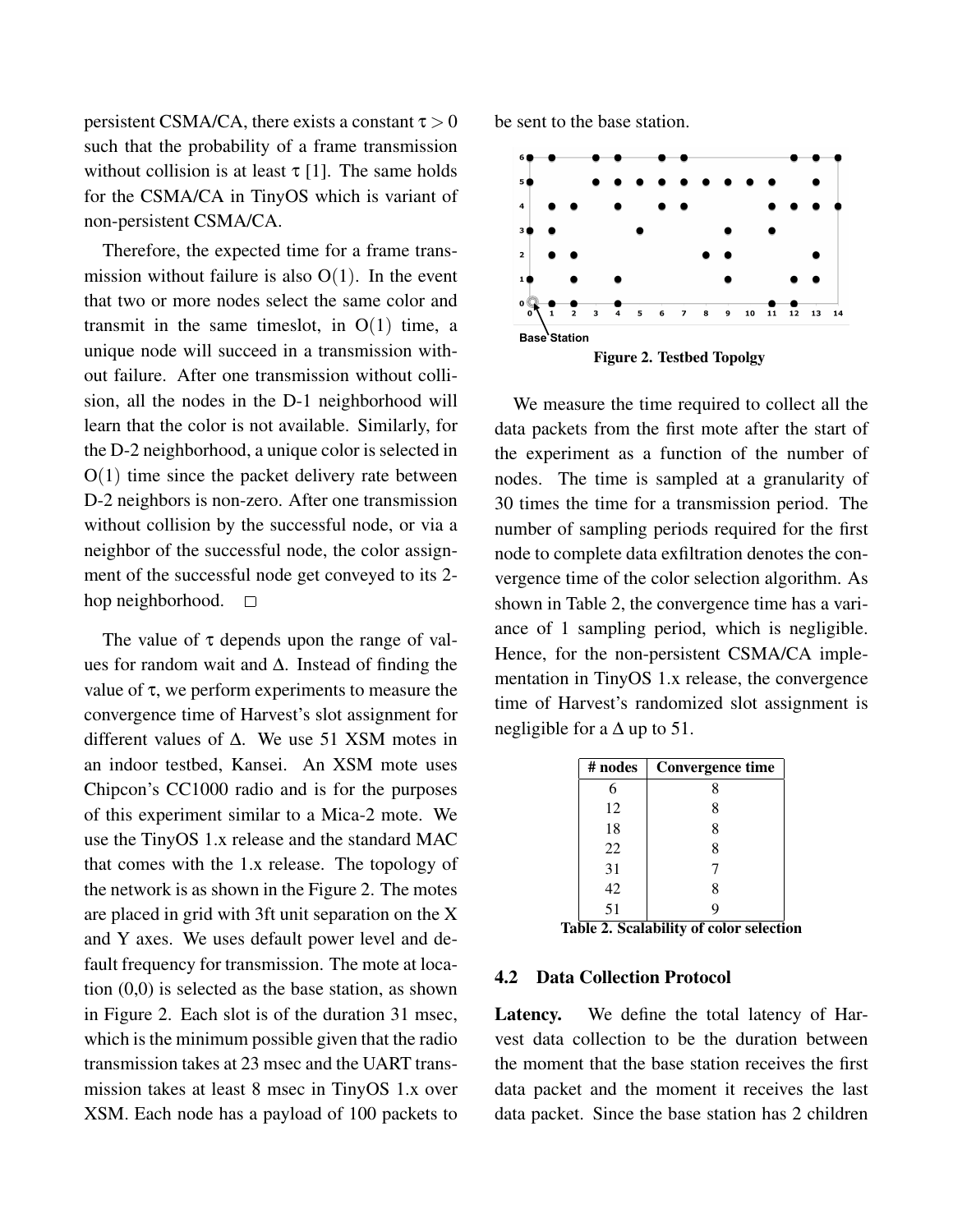persistent CSMA/CA, there exists a constant $\tau > 0$ such that the probability of a frame transmission without collision is at least $\tau$ [1]. The same holds for the CSMA/CA in TinyOS which is variant of non-persistent CSMA/CA.

Therefore, the expected time for a frame transmission without failure is also $O(1)$. In the event that two or more nodes select the same color and transmit in the same timeslot, in $O(1)$ time, a unique node will succeed in a transmission without failure. After one transmission without collision, all the nodes in the D-1 neighborhood will learn that the color is not available. Similarly, for the D-2 neighborhood, a unique color is selected in $O(1)$ time since the packet delivery rate between D-2 neighbors is non-zero. After one transmission without collision by the successful node, or via a neighbor of the successful node, the color assignment of the successful node get conveyed to its 2-hop neighborhood. □

The value of $\tau$ depends upon the range of values for random wait and $\Delta$. Instead of finding the value of $\tau$, we perform experiments to measure the convergence time of Harvest's slot assignment for different values of $\Delta$. We use 51 XSM motes in an indoor testbed, Kansei. An XSM mote uses Chipcon's CC1000 radio and is for the purposes of this experiment similar to a Mica-2 mote. We use the TinyOS 1.x release and the standard MAC that comes with the 1.x release. The topology of the network is as shown in the Figure 2. The motes are placed in grid with 3ft unit separation on the X and Y axes. We uses default power level and default frequency for transmission. The mote at location (0,0) is selected as the base station, as shown in Figure 2. Each slot is of the duration 31 msec, which is the minimum possible given that the radio transmission takes at 23 msec and the UART transmission takes at least 8 msec in TinyOS 1.x over XSM. Each node has a payload of 100 packets to be sent to the base station.

**Figure 2. Testbed Topolgy**

We measure the time required to collect all the data packets from the first mote after the start of the experiment as a function of the number of nodes. The time is sampled at a granularity of 30 times the time for a transmission period. The number of sampling periods required for the first node to complete data exfiltration denotes the convergence time of the color selection algorithm. As shown in Table 2, the convergence time has a variance of 1 sampling period, which is negligible. Hence, for the non-persistent CSMA/CA implementation in TinyOS 1.x release, the convergence time of Harvest's randomized slot assignment is negligible for a $\Delta$ up to 51.

| # nodes | Convergence time |
|---|---|
| 6 | 8 |
| 12 | 8 |
| 18 | 8 |
| 22 | 8 |
| 31 | 7 |
| 42 | 8 |
| 51 | 9 |

**Table 2. Scalability of color selection**

### 4.2 Data Collection Protocol

**Latency.** We define the total latency of Harvest data collection to be the duration between the moment that the base station receives the first data packet and the moment it receives the last data packet. Since the base station has 2 children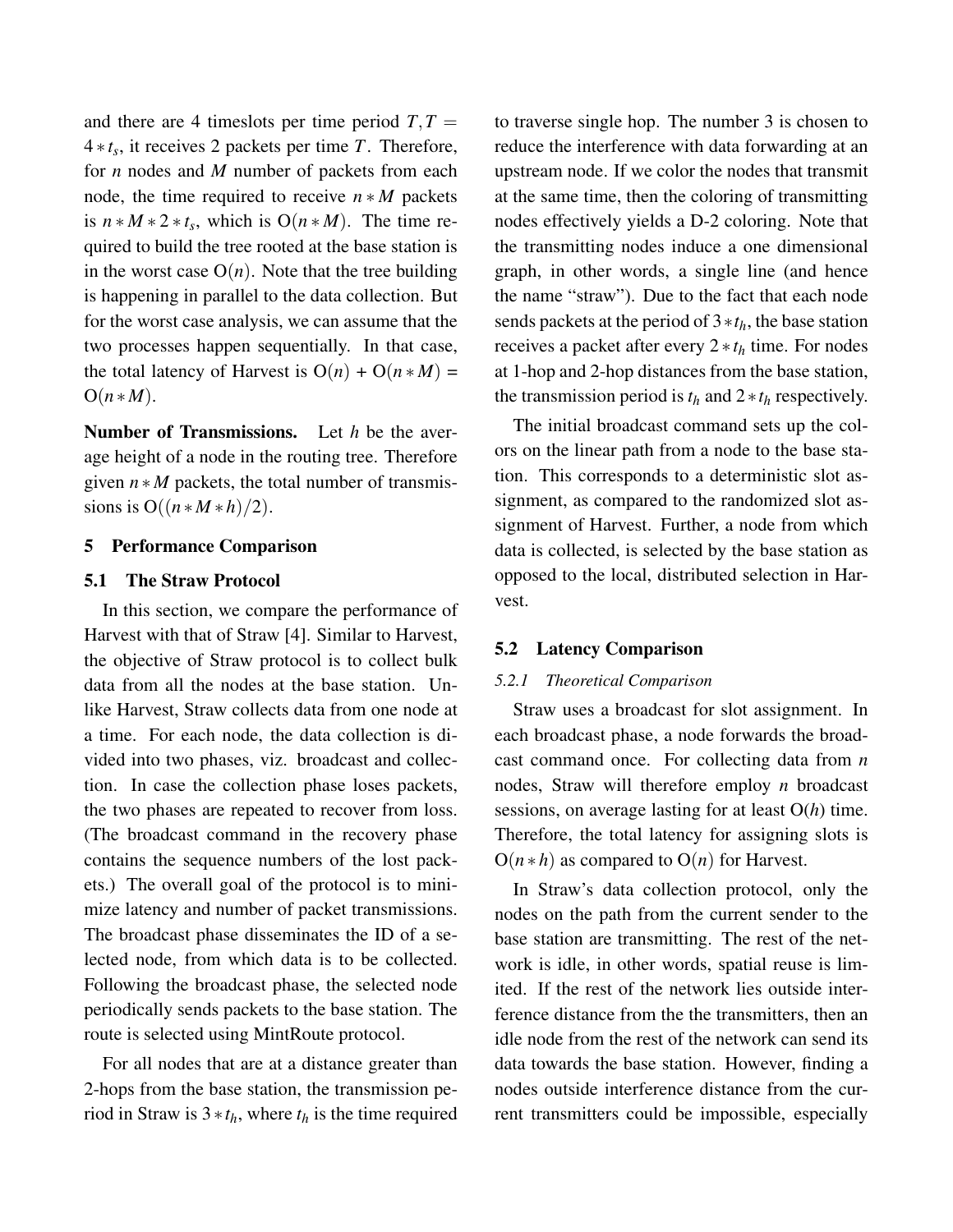and there are 4 timeslots per time period $T, T = 4 * t_s$, it receives 2 packets per time $T$. Therefore, for $n$ nodes and $M$ number of packets from each node, the time required to receive $n * M$ packets is $n * M * 2 * t_s$, which is O($n * M$). The time required to build the tree rooted at the base station is in the worst case O($n$). Note that the tree building is happening in parallel to the data collection. But for the worst case analysis, we can assume that the two processes happen sequentially. In that case, the total latency of Harvest is O($n$) + O($n * M$) = O($n * M$).

**Number of Transmissions.** Let $h$ be the average height of a node in the routing tree. Therefore given $n * M$ packets, the total number of transmissions is O($(n * M * h)/2$).

## 5 Performance Comparison

### 5.1 The Straw Protocol

In this section, we compare the performance of Harvest with that of Straw [4]. Similar to Harvest, the objective of Straw protocol is to collect bulk data from all the nodes at the base station. Unlike Harvest, Straw collects data from one node at a time. For each node, the data collection is divided into two phases, viz. broadcast and collection. In case the collection phase loses packets, the two phases are repeated to recover from loss. (The broadcast command in the recovery phase contains the sequence numbers of the lost packets.) The overall goal of the protocol is to minimize latency and number of packet transmissions. The broadcast phase disseminates the ID of a selected node, from which data is to be collected. Following the broadcast phase, the selected node periodically sends packets to the base station. The route is selected using MintRoute protocol.

For all nodes that are at a distance greater than 2-hops from the base station, the transmission period in Straw is $3 * t_h$, where $t_h$ is the time required to traverse single hop. The number 3 is chosen to reduce the interference with data forwarding at an upstream node. If we color the nodes that transmit at the same time, then the coloring of transmitting nodes effectively yields a D-2 coloring. Note that the transmitting nodes induce a one dimensional graph, in other words, a single line (and hence the name "straw"). Due to the fact that each node sends packets at the period of $3 * t_h$, the base station receives a packet after every $2 * t_h$ time. For nodes at 1-hop and 2-hop distances from the base station, the transmission period is $t_h$ and $2 * t_h$ respectively.

The initial broadcast command sets up the colors on the linear path from a node to the base station. This corresponds to a deterministic slot assignment, as compared to the randomized slot assignment of Harvest. Further, a node from which data is collected, is selected by the base station as opposed to the local, distributed selection in Harvest.

### 5.2 Latency Comparison

#### *5.2.1 Theoretical Comparison*

Straw uses a broadcast for slot assignment. In each broadcast phase, a node forwards the broadcast command once. For collecting data from $n$ nodes, Straw will therefore employ $n$ broadcast sessions, on average lasting for at least O($h$) time. Therefore, the total latency for assigning slots is O($n * h$) as compared to O($n$) for Harvest.

In Straw's data collection protocol, only the nodes on the path from the current sender to the base station are transmitting. The rest of the network is idle, in other words, spatial reuse is limited. If the rest of the network lies outside interference distance from the the transmitters, then an idle node from the rest of the network can send its data towards the base station. However, finding a nodes outside interference distance from the current transmitters could be impossible, especially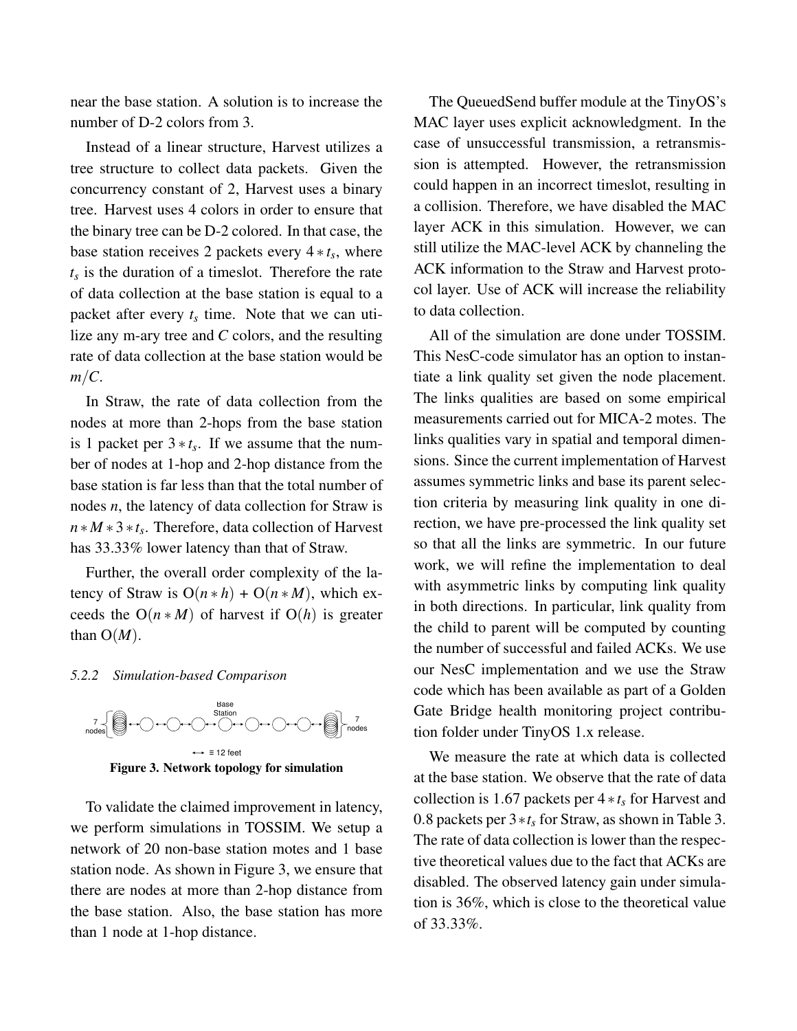near the base station. A solution is to increase the number of D-2 colors from 3.

Instead of a linear structure, Harvest utilizes a tree structure to collect data packets. Given the concurrency constant of 2, Harvest uses a binary tree. Harvest uses 4 colors in order to ensure that the binary tree can be D-2 colored. In that case, the base station receives 2 packets every $4*t_s$, where $t_s$ is the duration of a timeslot. Therefore the rate of data collection at the base station is equal to a packet after every $t_s$ time. Note that we can utilize any m-ary tree and $C$ colors, and the resulting rate of data collection at the base station would be $m/C$.

In Straw, the rate of data collection from the nodes at more than 2-hops from the base station is 1 packet per $3*t_s$. If we assume that the number of nodes at 1-hop and 2-hop distance from the base station is far less than that the total number of nodes $n$, the latency of data collection for Straw is $n*M*3*t_s$. Therefore, data collection of Harvest has 33.33% lower latency than that of Straw.

Further, the overall order complexity of the latency of Straw is $O(n*h) + O(n*M)$, which exceeds the $O(n*M)$ of harvest if $O(h)$ is greater than $O(M)$.

#### 5.2.2 Simulation-based Comparison

Base Station

7 nodes    7 nodes

↔ ≡ 12 feet

**Figure 3. Network topology for simulation**

To validate the claimed improvement in latency, we perform simulations in TOSSIM. We setup a network of 20 non-base station motes and 1 base station node. As shown in Figure 3, we ensure that there are nodes at more than 2-hop distance from the base station. Also, the base station has more than 1 node at 1-hop distance.

The QueuedSend buffer module at the TinyOS's MAC layer uses explicit acknowledgment. In the case of unsuccessful transmission, a retransmission is attempted. However, the retransmission could happen in an incorrect timeslot, resulting in a collision. Therefore, we have disabled the MAC layer ACK in this simulation. However, we can still utilize the MAC-level ACK by channeling the ACK information to the Straw and Harvest protocol layer. Use of ACK will increase the reliability to data collection.

All of the simulation are done under TOSSIM. This NesC-code simulator has an option to instantiate a link quality set given the node placement. The links qualities are based on some empirical measurements carried out for MICA-2 motes. The links qualities vary in spatial and temporal dimensions. Since the current implementation of Harvest assumes symmetric links and base its parent selection criteria by measuring link quality in one direction, we have pre-processed the link quality set so that all the links are symmetric. In our future work, we will refine the implementation to deal with asymmetric links by computing link quality in both directions. In particular, link quality from the child to parent will be computed by counting the number of successful and failed ACKs. We use our NesC implementation and we use the Straw code which has been available as part of a Golden Gate Bridge health monitoring project contribution folder under TinyOS 1.x release.

We measure the rate at which data is collected at the base station. We observe that the rate of data collection is 1.67 packets per $4*t_s$ for Harvest and 0.8 packets per $3*t_s$ for Straw, as shown in Table 3. The rate of data collection is lower than the respective theoretical values due to the fact that ACKs are disabled. The observed latency gain under simulation is 36%, which is close to the theoretical value of 33.33%.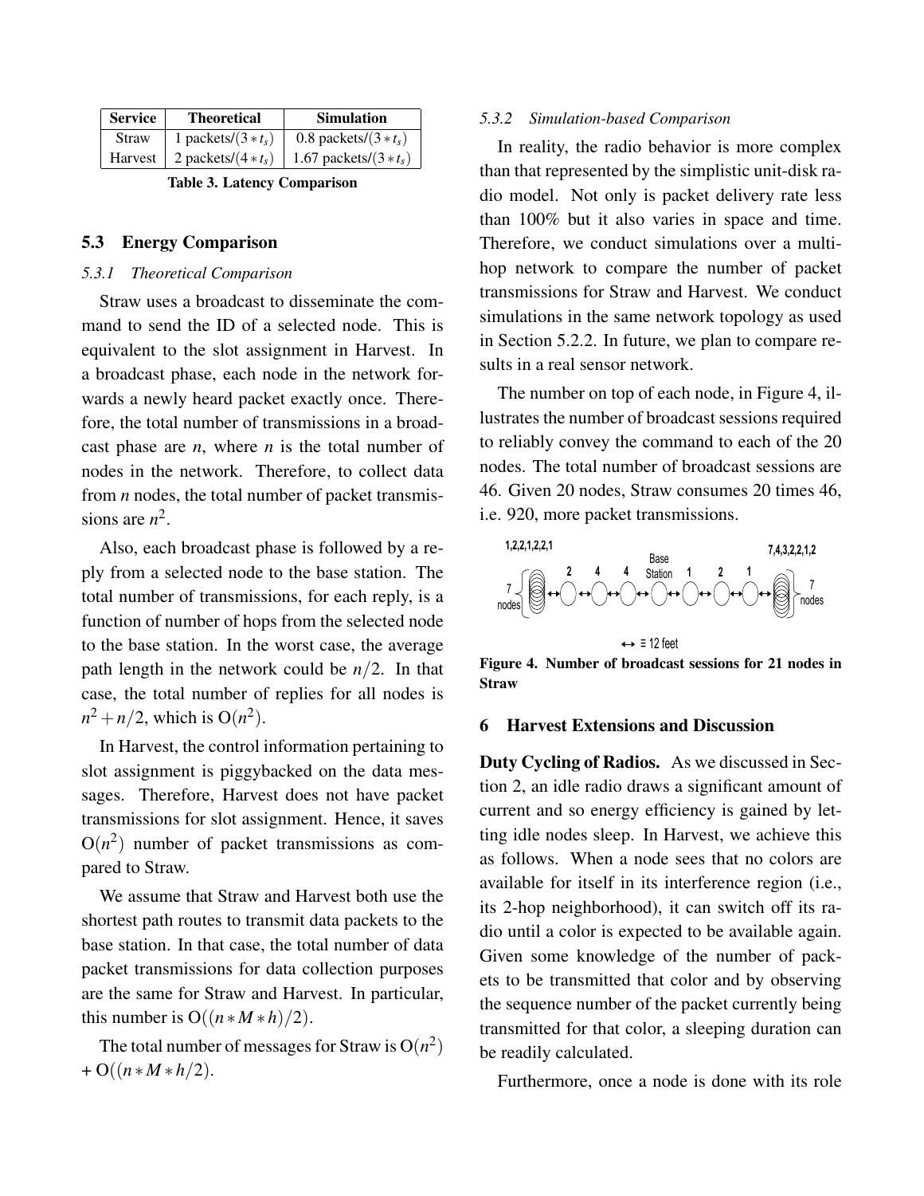| Service | Theoretical | Simulation |
|---|---|---|
| Straw | 1 packets/$(3 * t_s)$ | 0.8 packets/$(3 * t_s)$ |
| Harvest | 2 packets/$(4 * t_s)$ | 1.67 packets/$(3 * t_s)$ |

**Table 3. Latency Comparison**

### 5.3 Energy Comparison

#### 5.3.1 Theoretical Comparison

Straw uses a broadcast to disseminate the command to send the ID of a selected node. This is equivalent to the slot assignment in Harvest. In a broadcast phase, each node in the network forwards a newly heard packet exactly once. Therefore, the total number of transmissions in a broadcast phase are $n$, where $n$ is the total number of nodes in the network. Therefore, to collect data from $n$ nodes, the total number of packet transmissions are $n^2$.

Also, each broadcast phase is followed by a reply from a selected node to the base station. The total number of transmissions, for each reply, is a function of number of hops from the selected node to the base station. In the worst case, the average path length in the network could be $n/2$. In that case, the total number of replies for all nodes is $n^2 + n/2$, which is $O(n^2)$.

In Harvest, the control information pertaining to slot assignment is piggybacked on the data messages. Therefore, Harvest does not have packet transmissions for slot assignment. Hence, it saves $O(n^2)$ number of packet transmissions as compared to Straw.

We assume that Straw and Harvest both use the shortest path routes to transmit data packets to the base station. In that case, the total number of data packet transmissions for data collection purposes are the same for Straw and Harvest. In particular, this number is $O((n * M * h)/2)$.

The total number of messages for Straw is $O(n^2)$ + $O((n * M * h/2)$.

#### 5.3.2 Simulation-based Comparison

In reality, the radio behavior is more complex than that represented by the simplistic unit-disk radio model. Not only is packet delivery rate less than 100% but it also varies in space and time. Therefore, we conduct simulations over a multi-hop network to compare the number of packet transmissions for Straw and Harvest. We conduct simulations in the same network topology as used in Section 5.2.2. In future, we plan to compare results in a real sensor network.

The number on top of each node, in Figure 4, illustrates the number of broadcast sessions required to reliably convey the command to each of the 20 nodes. The total number of broadcast sessions are 46. Given 20 nodes, Straw consumes 20 times 46, i.e. 920, more packet transmissions.

**Figure 4. Number of broadcast sessions for 21 nodes in Straw**

## 6 Harvest Extensions and Discussion

**Duty Cycling of Radios.** As we discussed in Section 2, an idle radio draws a significant amount of current and so energy efficiency is gained by letting idle nodes sleep. In Harvest, we achieve this as follows. When a node sees that no colors are available for itself in its interference region (i.e., its 2-hop neighborhood), it can switch off its radio until a color is expected to be available again. Given some knowledge of the number of packets to be transmitted that color and by observing the sequence number of the packet currently being transmitted for that color, a sleeping duration can be readily calculated.

Furthermore, once a node is done with its role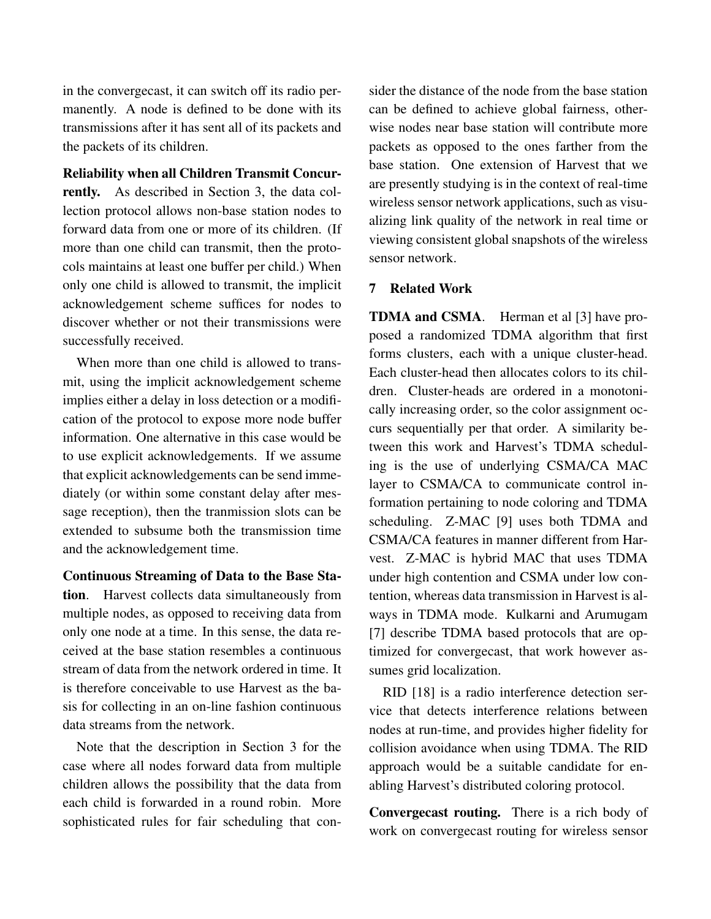in the convergecast, it can switch off its radio permanently. A node is defined to be done with its transmissions after it has sent all of its packets and the packets of its children.

**Reliability when all Children Transmit Concurrently.** As described in Section 3, the data collection protocol allows non-base station nodes to forward data from one or more of its children. (If more than one child can transmit, then the protocols maintains at least one buffer per child.) When only one child is allowed to transmit, the implicit acknowledgement scheme suffices for nodes to discover whether or not their transmissions were successfully received.

When more than one child is allowed to transmit, using the implicit acknowledgement scheme implies either a delay in loss detection or a modification of the protocol to expose more node buffer information. One alternative in this case would be to use explicit acknowledgements. If we assume that explicit acknowledgements can be send immediately (or within some constant delay after message reception), then the tranmission slots can be extended to subsume both the transmission time and the acknowledgement time.

**Continuous Streaming of Data to the Base Station**. Harvest collects data simultaneously from multiple nodes, as opposed to receiving data from only one node at a time. In this sense, the data received at the base station resembles a continuous stream of data from the network ordered in time. It is therefore conceivable to use Harvest as the basis for collecting in an on-line fashion continuous data streams from the network.

Note that the description in Section 3 for the case where all nodes forward data from multiple children allows the possibility that the data from each child is forwarded in a round robin. More sophisticated rules for fair scheduling that consider the distance of the node from the base station can be defined to achieve global fairness, otherwise nodes near base station will contribute more packets as opposed to the ones farther from the base station. One extension of Harvest that we are presently studying is in the context of real-time wireless sensor network applications, such as visualizing link quality of the network in real time or viewing consistent global snapshots of the wireless sensor network.

## 7 Related Work

**TDMA and CSMA**. Herman et al [3] have proposed a randomized TDMA algorithm that first forms clusters, each with a unique cluster-head. Each cluster-head then allocates colors to its children. Cluster-heads are ordered in a monotonically increasing order, so the color assignment occurs sequentially per that order. A similarity between this work and Harvest's TDMA scheduling is the use of underlying CSMA/CA MAC layer to CSMA/CA to communicate control information pertaining to node coloring and TDMA scheduling. Z-MAC [9] uses both TDMA and CSMA/CA features in manner different from Harvest. Z-MAC is hybrid MAC that uses TDMA under high contention and CSMA under low contention, whereas data transmission in Harvest is always in TDMA mode. Kulkarni and Arumugam [7] describe TDMA based protocols that are optimized for convergecast, that work however assumes grid localization.

RID [18] is a radio interference detection service that detects interference relations between nodes at run-time, and provides higher fidelity for collision avoidance when using TDMA. The RID approach would be a suitable candidate for enabling Harvest's distributed coloring protocol.

**Convergecast routing.** There is a rich body of work on convergecast routing for wireless sensor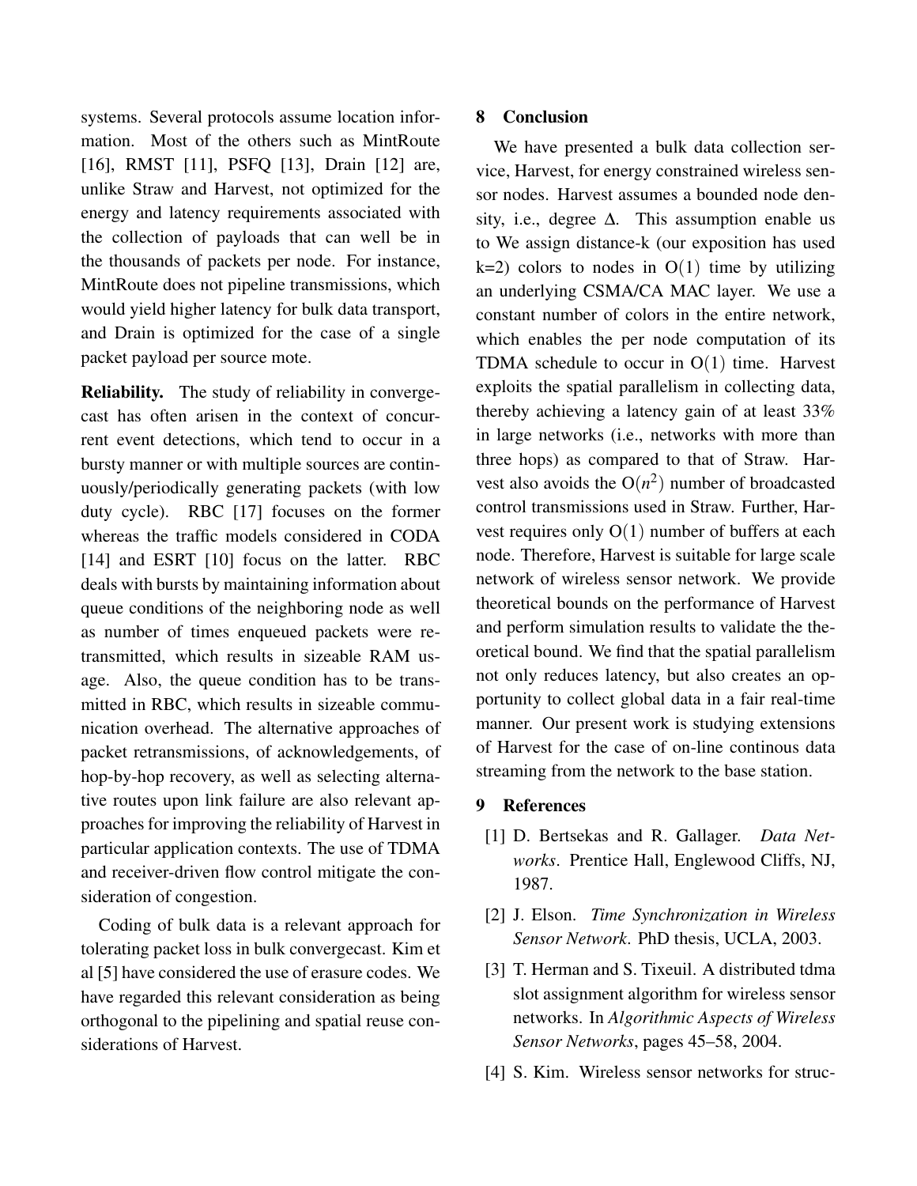systems. Several protocols assume location information. Most of the others such as MintRoute [16], RMST [11], PSFQ [13], Drain [12] are, unlike Straw and Harvest, not optimized for the energy and latency requirements associated with the collection of payloads that can well be in the thousands of packets per node. For instance, MintRoute does not pipeline transmissions, which would yield higher latency for bulk data transport, and Drain is optimized for the case of a single packet payload per source mote.

**Reliability.** The study of reliability in convergecast has often arisen in the context of concurrent event detections, which tend to occur in a bursty manner or with multiple sources are continuously/periodically generating packets (with low duty cycle). RBC [17] focuses on the former whereas the traffic models considered in CODA [14] and ESRT [10] focus on the latter. RBC deals with bursts by maintaining information about queue conditions of the neighboring node as well as number of times enqueued packets were retransmitted, which results in sizeable RAM usage. Also, the queue condition has to be transmitted in RBC, which results in sizeable communication overhead. The alternative approaches of packet retransmissions, of acknowledgements, of hop-by-hop recovery, as well as selecting alternative routes upon link failure are also relevant approaches for improving the reliability of Harvest in particular application contexts. The use of TDMA and receiver-driven flow control mitigate the consideration of congestion.

Coding of bulk data is a relevant approach for tolerating packet loss in bulk convergecast. Kim et al [5] have considered the use of erasure codes. We have regarded this relevant consideration as being orthogonal to the pipelining and spatial reuse considerations of Harvest.

## 8 Conclusion

We have presented a bulk data collection service, Harvest, for energy constrained wireless sensor nodes. Harvest assumes a bounded node density, i.e., degree $\Delta$. This assumption enable us to We assign distance-k (our exposition has used k=2) colors to nodes in $O(1)$ time by utilizing an underlying CSMA/CA MAC layer. We use a constant number of colors in the entire network, which enables the per node computation of its TDMA schedule to occur in $O(1)$ time. Harvest exploits the spatial parallelism in collecting data, thereby achieving a latency gain of at least 33% in large networks (i.e., networks with more than three hops) as compared to that of Straw. Harvest also avoids the $O(n^2)$ number of broadcasted control transmissions used in Straw. Further, Harvest requires only $O(1)$ number of buffers at each node. Therefore, Harvest is suitable for large scale network of wireless sensor network. We provide theoretical bounds on the performance of Harvest and perform simulation results to validate the theoretical bound. We find that the spatial parallelism not only reduces latency, but also creates an opportunity to collect global data in a fair real-time manner. Our present work is studying extensions of Harvest for the case of on-line continous data streaming from the network to the base station.

## 9 References

[1] D. Bertsekas and R. Gallager. *Data Networks*. Prentice Hall, Englewood Cliffs, NJ, 1987.

[2] J. Elson. *Time Synchronization in Wireless Sensor Network*. PhD thesis, UCLA, 2003.

[3] T. Herman and S. Tixeuil. A distributed tdma slot assignment algorithm for wireless sensor networks. In *Algorithmic Aspects of Wireless Sensor Networks*, pages 45–58, 2004.

[4] S. Kim. Wireless sensor networks for struc-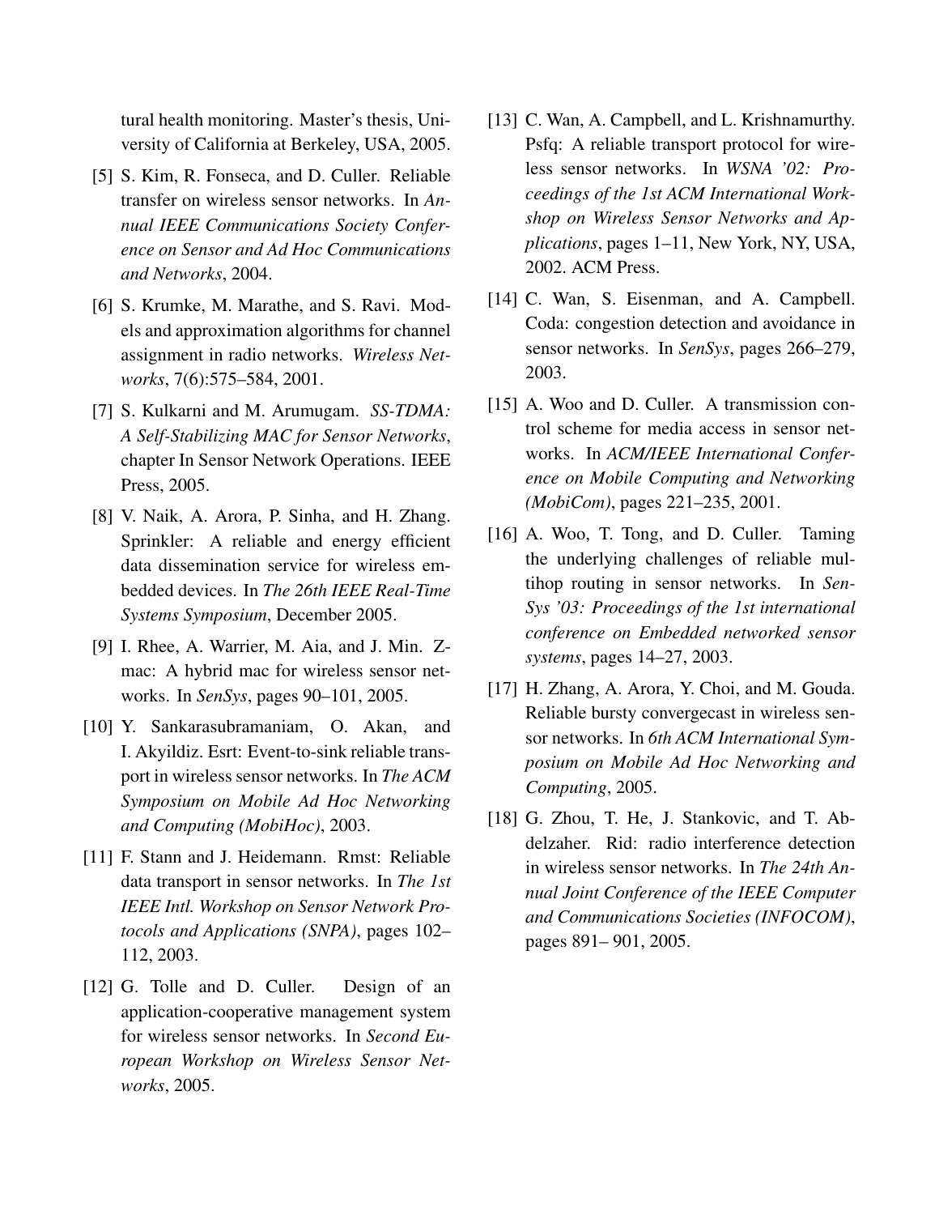tural health monitoring. Master's thesis, University of California at Berkeley, USA, 2005.

[5] S. Kim, R. Fonseca, and D. Culler. Reliable transfer on wireless sensor networks. In *Annual IEEE Communications Society Conference on Sensor and Ad Hoc Communications and Networks*, 2004.

[6] S. Krumke, M. Marathe, and S. Ravi. Models and approximation algorithms for channel assignment in radio networks. *Wireless Networks*, 7(6):575–584, 2001.

[7] S. Kulkarni and M. Arumugam. *SS-TDMA: A Self-Stabilizing MAC for Sensor Networks*, chapter In Sensor Network Operations. IEEE Press, 2005.

[8] V. Naik, A. Arora, P. Sinha, and H. Zhang. Sprinkler: A reliable and energy efficient data dissemination service for wireless embedded devices. In *The 26th IEEE Real-Time Systems Symposium*, December 2005.

[9] I. Rhee, A. Warrier, M. Aia, and J. Min. Z-mac: A hybrid mac for wireless sensor networks. In *SenSys*, pages 90–101, 2005.

[10] Y. Sankarasubramaniam, O. Akan, and I. Akyildiz. Esrt: Event-to-sink reliable transport in wireless sensor networks. In *The ACM Symposium on Mobile Ad Hoc Networking and Computing (MobiHoc)*, 2003.

[11] F. Stann and J. Heidemann. Rmst: Reliable data transport in sensor networks. In *The 1st IEEE Intl. Workshop on Sensor Network Protocols and Applications (SNPA)*, pages 102–112, 2003.

[12] G. Tolle and D. Culler. Design of an application-cooperative management system for wireless sensor networks. In *Second European Workshop on Wireless Sensor Networks*, 2005.

[13] C. Wan, A. Campbell, and L. Krishnamurthy. Psfq: A reliable transport protocol for wireless sensor networks. In *WSNA '02: Proceedings of the 1st ACM International Workshop on Wireless Sensor Networks and Applications*, pages 1–11, New York, NY, USA, 2002. ACM Press.

[14] C. Wan, S. Eisenman, and A. Campbell. Coda: congestion detection and avoidance in sensor networks. In *SenSys*, pages 266–279, 2003.

[15] A. Woo and D. Culler. A transmission control scheme for media access in sensor networks. In *ACM/IEEE International Conference on Mobile Computing and Networking (MobiCom)*, pages 221–235, 2001.

[16] A. Woo, T. Tong, and D. Culler. Taming the underlying challenges of reliable multihop routing in sensor networks. In *SenSys '03: Proceedings of the 1st international conference on Embedded networked sensor systems*, pages 14–27, 2003.

[17] H. Zhang, A. Arora, Y. Choi, and M. Gouda. Reliable bursty convergecast in wireless sensor networks. In *6th ACM International Symposium on Mobile Ad Hoc Networking and Computing*, 2005.

[18] G. Zhou, T. He, J. Stankovic, and T. Abdelzaher. Rid: radio interference detection in wireless sensor networks. In *The 24th Annual Joint Conference of the IEEE Computer and Communications Societies (INFOCOM)*, pages 891– 901, 2005.